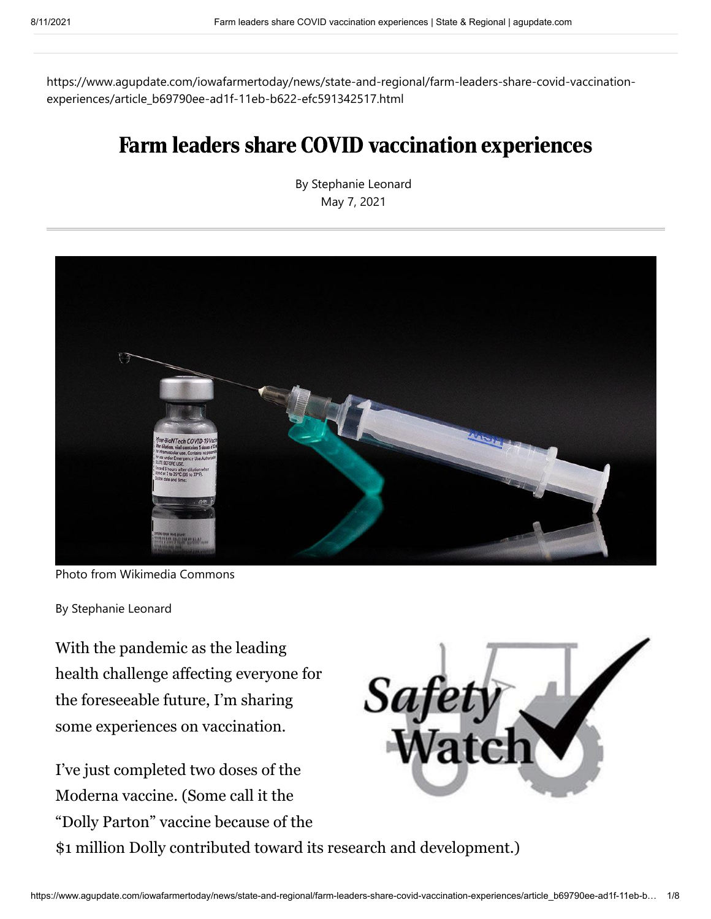https://www.agupdate.com/iowafarmertoday/news/state-and-regional/farm-leaders-share-covid-vaccination-experiences/article_b69790ee-ad1f-11eb-b622-efc591342517.html

# Farm leaders share COVID vaccination experiences

By Stephanie Leonard
May 7, 2021

Photo from Wikimedia Commons

By Stephanie Leonard

With the pandemic as the leading health challenge affecting everyone for the foreseeable future, I'm sharing some experiences on vaccination.

I've just completed two doses of the Moderna vaccine. (Some call it the "Dolly Parton" vaccine because of the $1 million Dolly contributed toward its research and development.)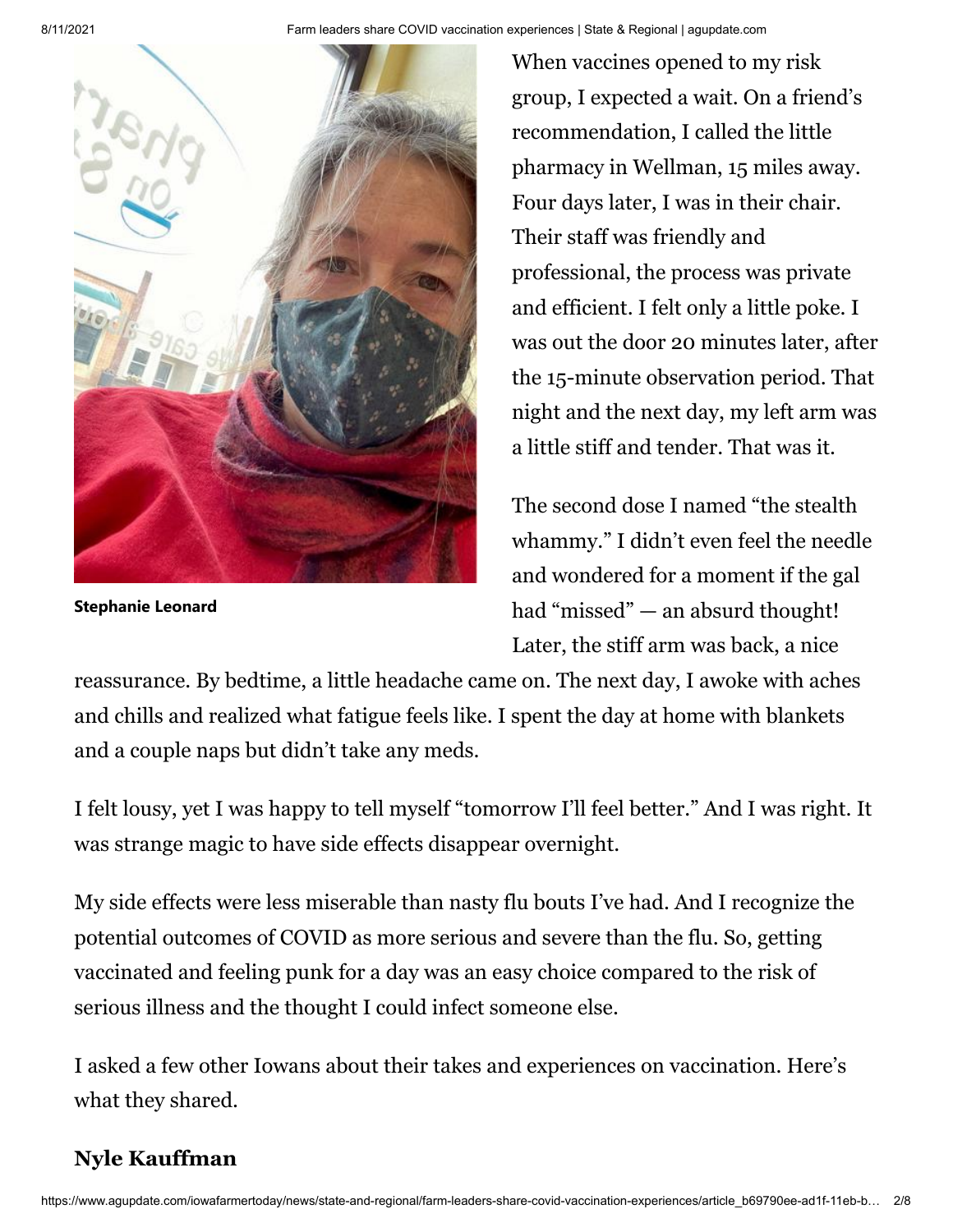Stephanie Leonard

When vaccines opened to my risk group, I expected a wait. On a friend's recommendation, I called the little pharmacy in Wellman, 15 miles away. Four days later, I was in their chair. Their staff was friendly and professional, the process was private and efficient. I felt only a little poke. I was out the door 20 minutes later, after the 15-minute observation period. That night and the next day, my left arm was a little stiff and tender. That was it.

The second dose I named "the stealth whammy." I didn't even feel the needle and wondered for a moment if the gal had "missed" — an absurd thought! Later, the stiff arm was back, a nice reassurance. By bedtime, a little headache came on. The next day, I awoke with aches and chills and realized what fatigue feels like. I spent the day at home with blankets and a couple naps but didn't take any meds.

I felt lousy, yet I was happy to tell myself "tomorrow I'll feel better." And I was right. It was strange magic to have side effects disappear overnight.

My side effects were less miserable than nasty flu bouts I've had. And I recognize the potential outcomes of COVID as more serious and severe than the flu. So, getting vaccinated and feeling punk for a day was an easy choice compared to the risk of serious illness and the thought I could infect someone else.

I asked a few other Iowans about their takes and experiences on vaccination. Here's what they shared.

## Nyle Kauffman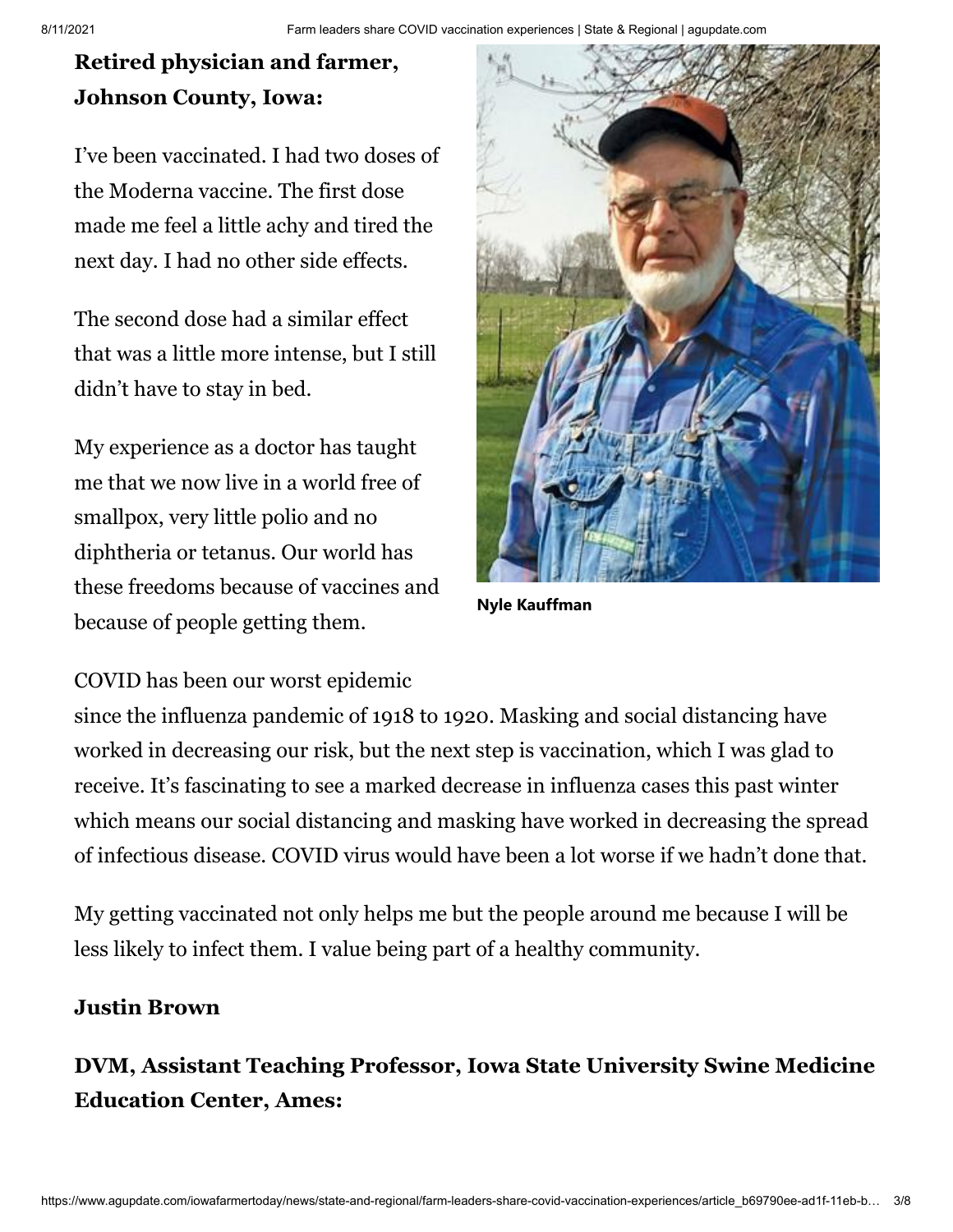**Retired physician and farmer, Johnson County, Iowa:**

I've been vaccinated. I had two doses of the Moderna vaccine. The first dose made me feel a little achy and tired the next day. I had no other side effects.

The second dose had a similar effect that was a little more intense, but I still didn't have to stay in bed.

My experience as a doctor has taught me that we now live in a world free of smallpox, very little polio and no diphtheria or tetanus. Our world has these freedoms because of vaccines and because of people getting them.

Nyle Kauffman

COVID has been our worst epidemic since the influenza pandemic of 1918 to 1920. Masking and social distancing have worked in decreasing our risk, but the next step is vaccination, which I was glad to receive. It's fascinating to see a marked decrease in influenza cases this past winter which means our social distancing and masking have worked in decreasing the spread of infectious disease. COVID virus would have been a lot worse if we hadn't done that.

My getting vaccinated not only helps me but the people around me because I will be less likely to infect them. I value being part of a healthy community.

**Justin Brown**

**DVM, Assistant Teaching Professor, Iowa State University Swine Medicine Education Center, Ames:**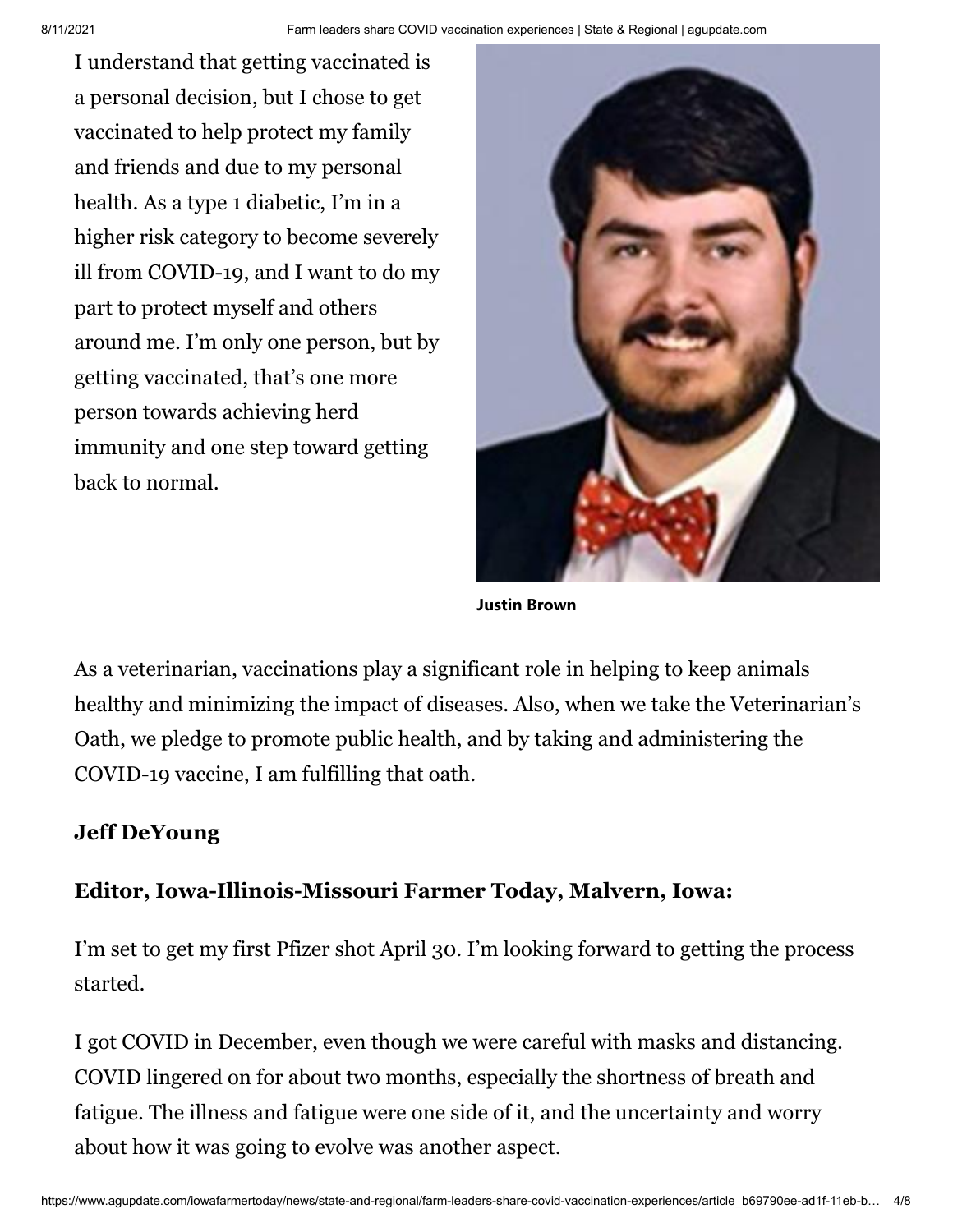I understand that getting vaccinated is a personal decision, but I chose to get vaccinated to help protect my family and friends and due to my personal health. As a type 1 diabetic, I'm in a higher risk category to become severely ill from COVID-19, and I want to do my part to protect myself and others around me. I'm only one person, but by getting vaccinated, that's one more person towards achieving herd immunity and one step toward getting back to normal.

**Justin Brown**

As a veterinarian, vaccinations play a significant role in helping to keep animals healthy and minimizing the impact of diseases. Also, when we take the Veterinarian's Oath, we pledge to promote public health, and by taking and administering the COVID-19 vaccine, I am fulfilling that oath.

**Jeff DeYoung**

**Editor, Iowa-Illinois-Missouri Farmer Today, Malvern, Iowa:**

I'm set to get my first Pfizer shot April 30. I'm looking forward to getting the process started.

I got COVID in December, even though we were careful with masks and distancing. COVID lingered on for about two months, especially the shortness of breath and fatigue. The illness and fatigue were one side of it, and the uncertainty and worry about how it was going to evolve was another aspect.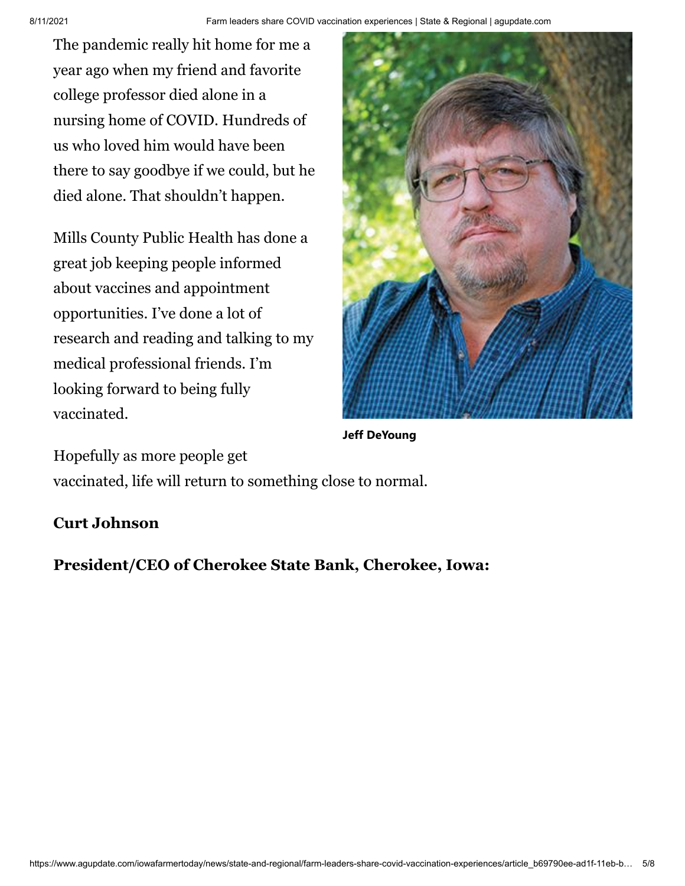The pandemic really hit home for me a year ago when my friend and favorite college professor died alone in a nursing home of COVID. Hundreds of us who loved him would have been there to say goodbye if we could, but he died alone. That shouldn't happen.

Mills County Public Health has done a great job keeping people informed about vaccines and appointment opportunities. I've done a lot of research and reading and talking to my medical professional friends. I'm looking forward to being fully vaccinated.

**Jeff DeYoung**

Hopefully as more people get vaccinated, life will return to something close to normal.

**Curt Johnson**

**President/CEO of Cherokee State Bank, Cherokee, Iowa:**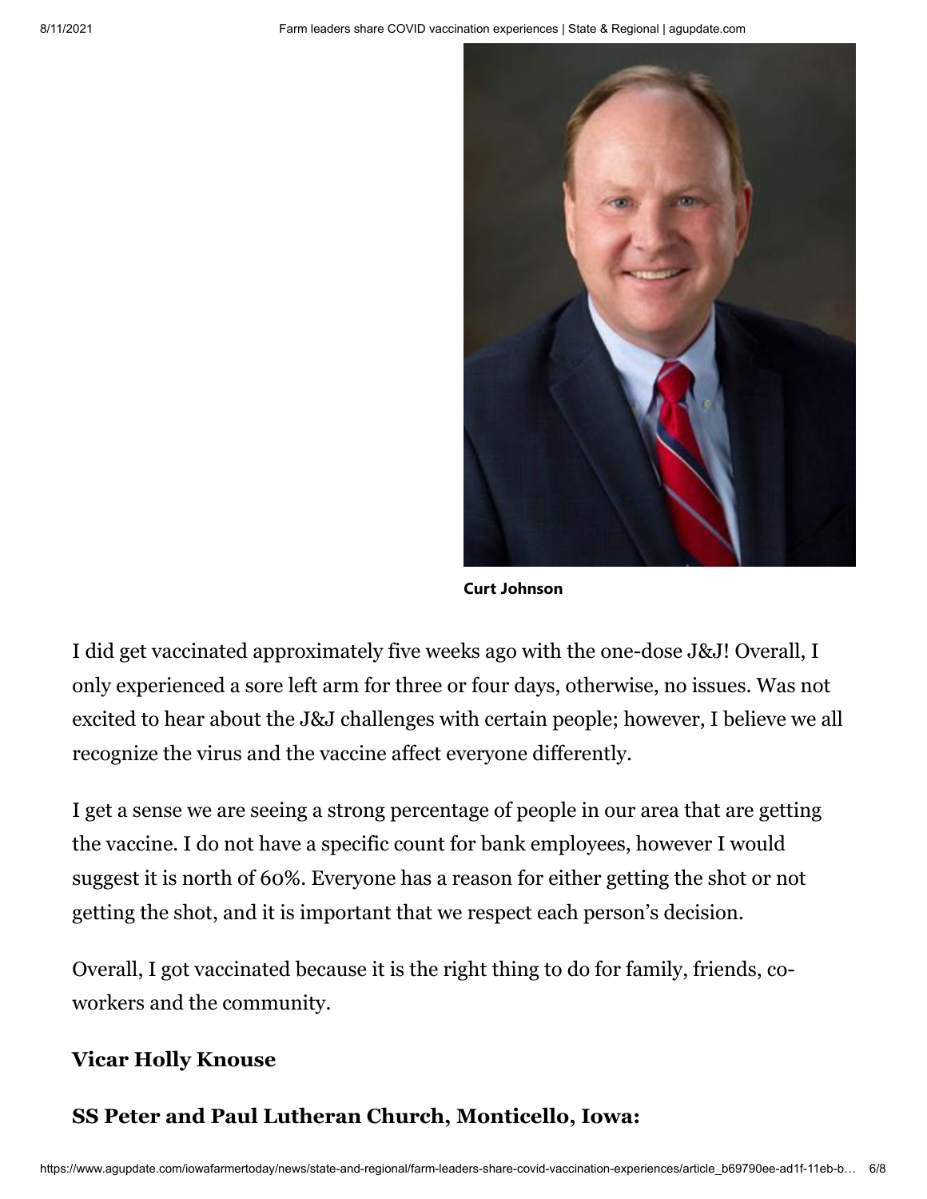Curt Johnson

I did get vaccinated approximately five weeks ago with the one-dose J&J! Overall, I only experienced a sore left arm for three or four days, otherwise, no issues. Was not excited to hear about the J&J challenges with certain people; however, I believe we all recognize the virus and the vaccine affect everyone differently.

I get a sense we are seeing a strong percentage of people in our area that are getting the vaccine. I do not have a specific count for bank employees, however I would suggest it is north of 60%. Everyone has a reason for either getting the shot or not getting the shot, and it is important that we respect each person's decision.

Overall, I got vaccinated because it is the right thing to do for family, friends, co-workers and the community.

**Vicar Holly Knouse**

**SS Peter and Paul Lutheran Church, Monticello, Iowa:**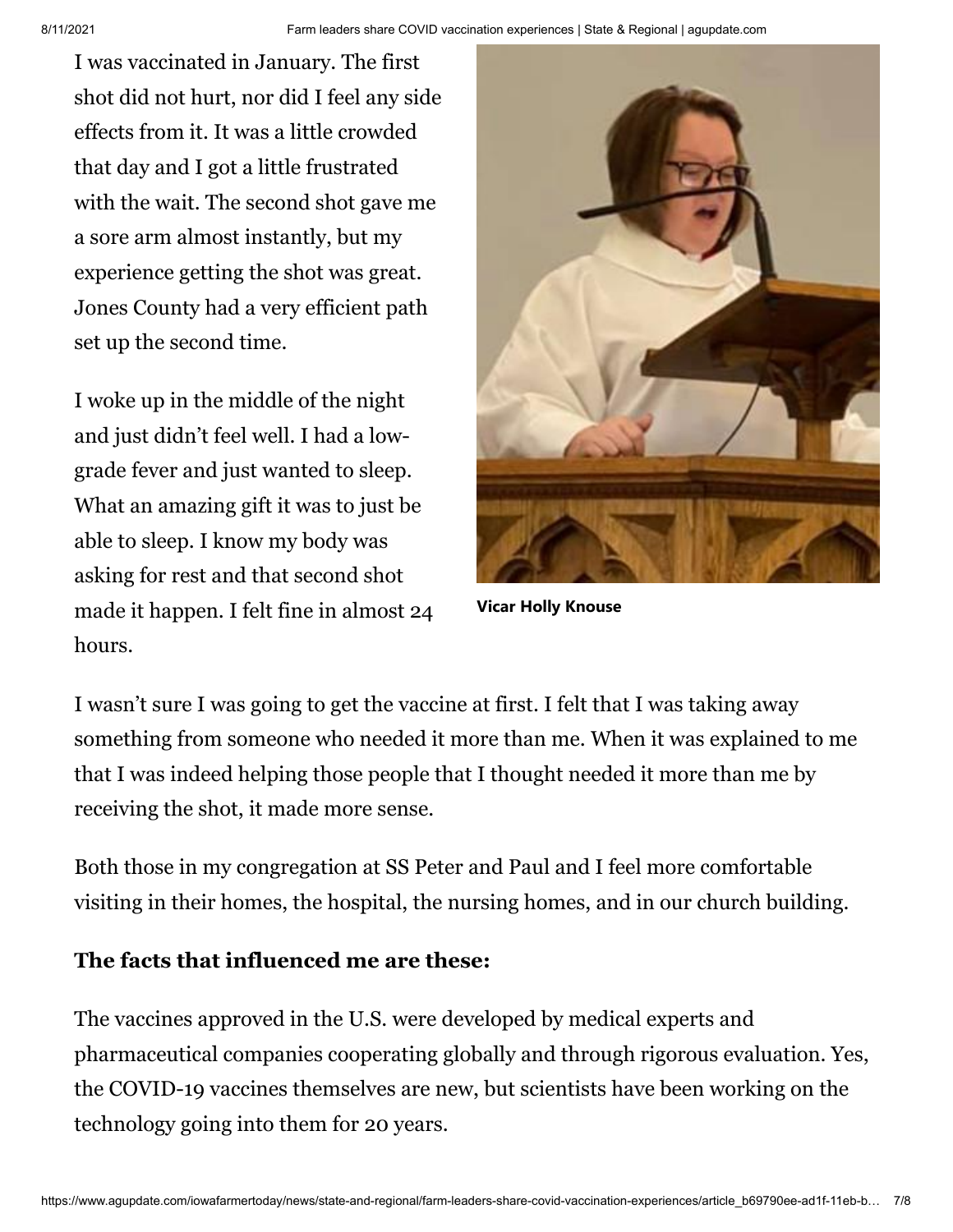I was vaccinated in January. The first shot did not hurt, nor did I feel any side effects from it. It was a little crowded that day and I got a little frustrated with the wait. The second shot gave me a sore arm almost instantly, but my experience getting the shot was great. Jones County had a very efficient path set up the second time.

I woke up in the middle of the night and just didn't feel well. I had a low-grade fever and just wanted to sleep. What an amazing gift it was to just be able to sleep. I know my body was asking for rest and that second shot made it happen. I felt fine in almost 24 hours.

**Vicar Holly Knouse**

I wasn't sure I was going to get the vaccine at first. I felt that I was taking away something from someone who needed it more than me. When it was explained to me that I was indeed helping those people that I thought needed it more than me by receiving the shot, it made more sense.

Both those in my congregation at SS Peter and Paul and I feel more comfortable visiting in their homes, the hospital, the nursing homes, and in our church building.

**The facts that influenced me are these:**

The vaccines approved in the U.S. were developed by medical experts and pharmaceutical companies cooperating globally and through rigorous evaluation. Yes, the COVID-19 vaccines themselves are new, but scientists have been working on the technology going into them for 20 years.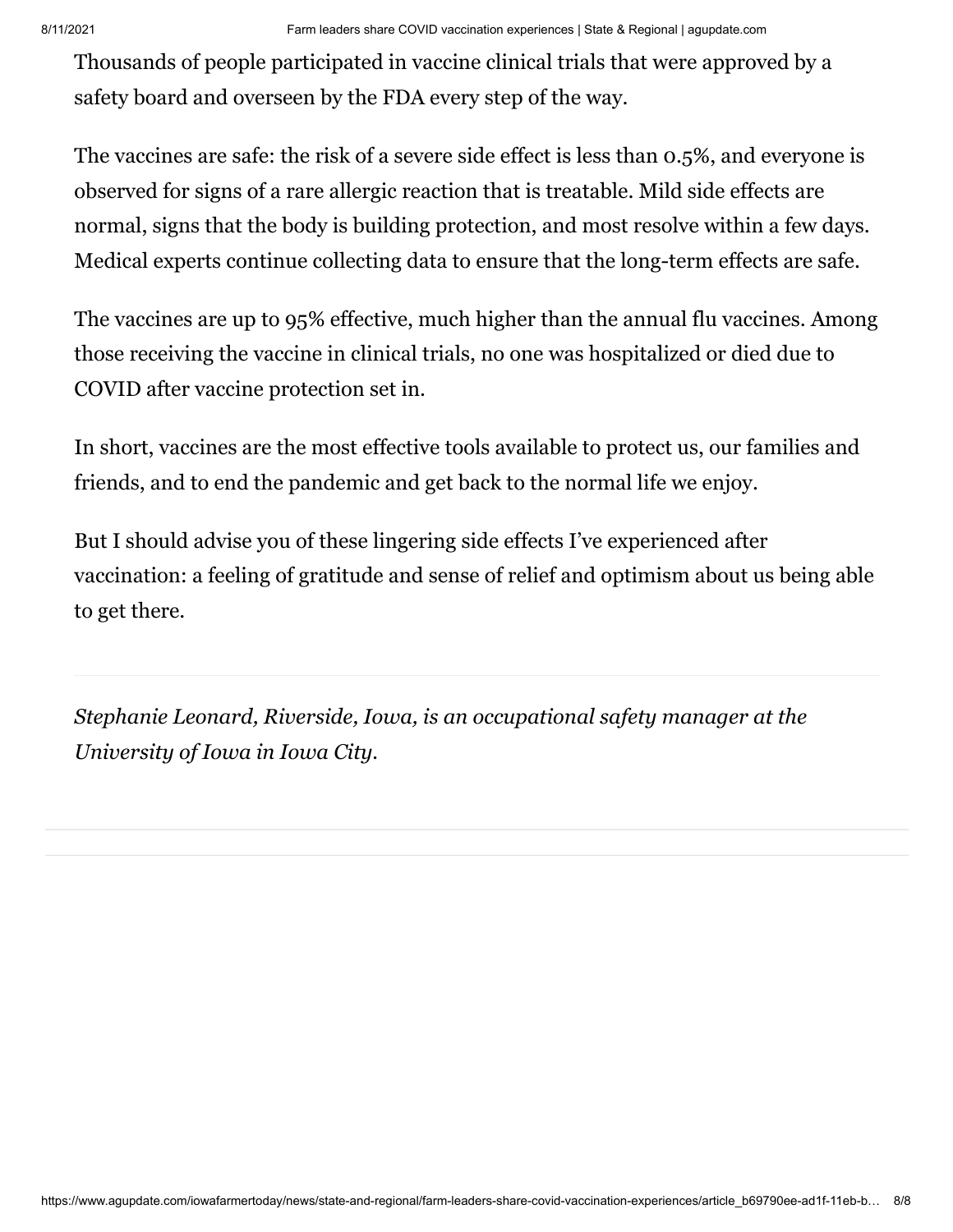Thousands of people participated in vaccine clinical trials that were approved by a safety board and overseen by the FDA every step of the way.

The vaccines are safe: the risk of a severe side effect is less than 0.5%, and everyone is observed for signs of a rare allergic reaction that is treatable. Mild side effects are normal, signs that the body is building protection, and most resolve within a few days. Medical experts continue collecting data to ensure that the long-term effects are safe.

The vaccines are up to 95% effective, much higher than the annual flu vaccines. Among those receiving the vaccine in clinical trials, no one was hospitalized or died due to COVID after vaccine protection set in.

In short, vaccines are the most effective tools available to protect us, our families and friends, and to end the pandemic and get back to the normal life we enjoy.

But I should advise you of these lingering side effects I've experienced after vaccination: a feeling of gratitude and sense of relief and optimism about us being able to get there.

---

*Stephanie Leonard, Riverside, Iowa, is an occupational safety manager at the University of Iowa in Iowa City.*